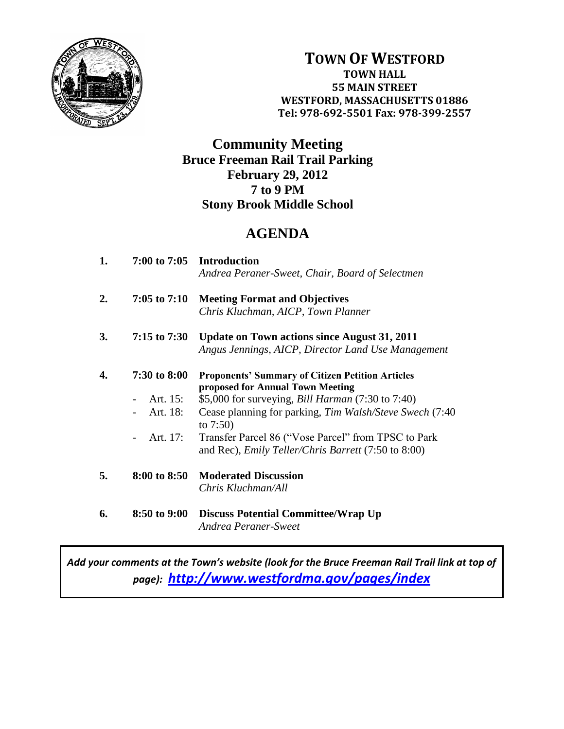# TOWN OF WESTFORD

**TOWN HALL**
**55 MAIN STREET**
**WESTFORD, MASSACHUSETTS 01886**
**Tel: 978-692-5501 Fax: 978-399-2557**

## Community Meeting
**Bruce Freeman Rail Trail Parking**
**February 29, 2012**
**7 to 9 PM**
**Stony Brook Middle School**

## AGENDA

1. **7:00 to 7:05** **Introduction**
   *Andrea Peraner-Sweet, Chair, Board of Selectmen*

2. **7:05 to 7:10** **Meeting Format and Objectives**
   *Chris Kluchman, AICP, Town Planner*

3. **7:15 to 7:30** **Update on Town actions since August 31, 2011**
   *Angus Jennings, AICP, Director Land Use Management*

4. **7:30 to 8:00** **Proponents' Summary of Citizen Petition Articles proposed for Annual Town Meeting**
   - Art. 15: $5,000 for surveying, *Bill Harman* (7:30 to 7:40)
   - Art. 18: Cease planning for parking, *Tim Walsh/Steve Swech* (7:40 to 7:50)
   - Art. 17: Transfer Parcel 86 ("Vose Parcel" from TPSC to Park and Rec), *Emily Teller/Chris Barrett* (7:50 to 8:00)

5. **8:00 to 8:50** **Moderated Discussion**
   *Chris Kluchman/All*

6. **8:50 to 9:00** **Discuss Potential Committee/Wrap Up**
   *Andrea Peraner-Sweet*

***Add your comments at the Town's website (look for the Bruce Freeman Rail Trail link at top of page): http://www.westfordma.gov/pages/index***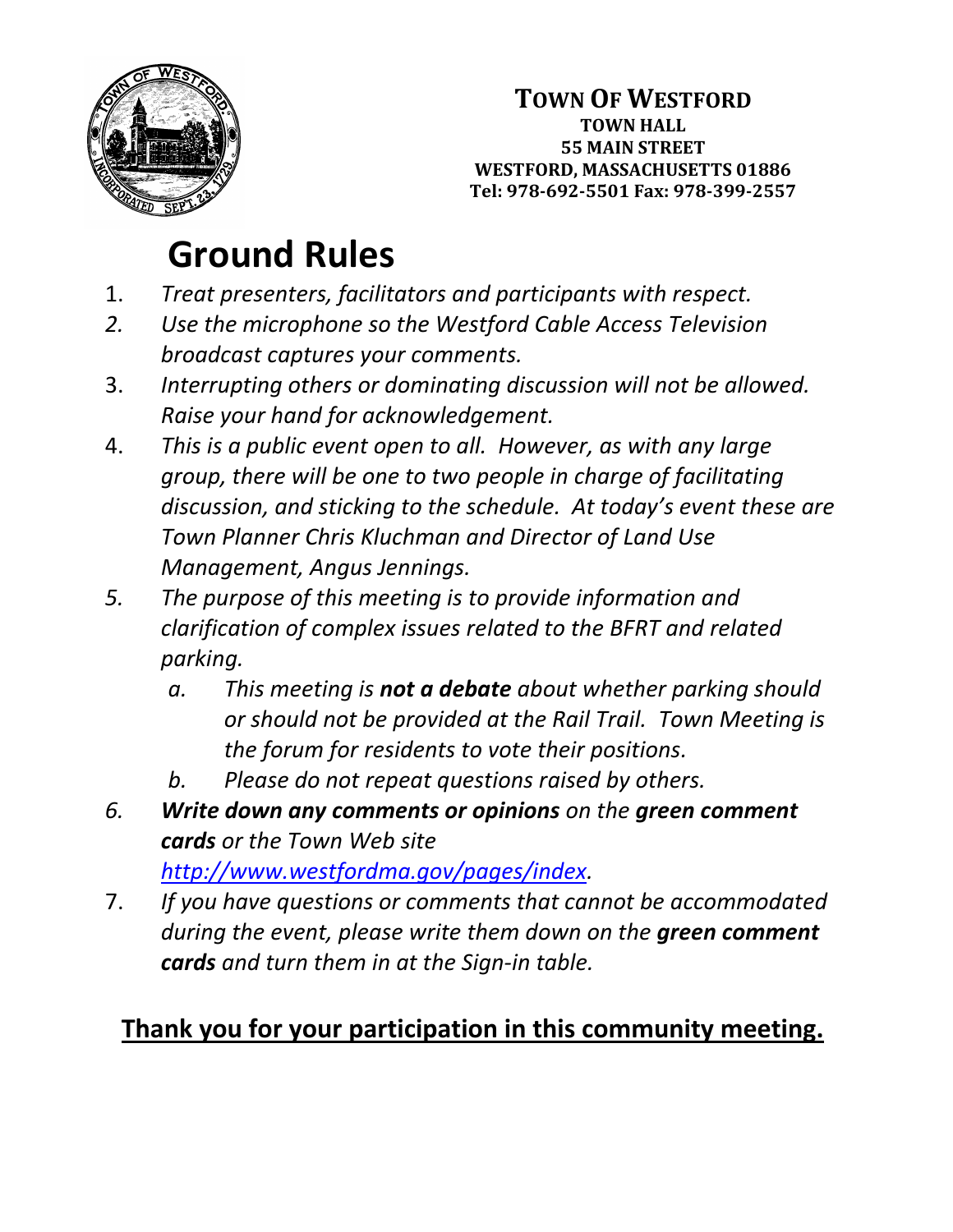**Town Of Westford**
**TOWN HALL**
**55 MAIN STREET**
**WESTFORD, MASSACHUSETTS 01886**
**Tel: 978-692-5501 Fax: 978-399-2557**

# Ground Rules

1. *Treat presenters, facilitators and participants with respect.*
2. *Use the microphone so the Westford Cable Access Television broadcast captures your comments.*
3. *Interrupting others or dominating discussion will not be allowed. Raise your hand for acknowledgement.*
4. *This is a public event open to all. However, as with any large group, there will be one to two people in charge of facilitating discussion, and sticking to the schedule. At today's event these are Town Planner Chris Kluchman and Director of Land Use Management, Angus Jennings.*
5. *The purpose of this meeting is to provide information and clarification of complex issues related to the BFRT and related parking.*
   a. *This meeting is **not a debate** about whether parking should or should not be provided at the Rail Trail. Town Meeting is the forum for residents to vote their positions.*
   b. *Please do not repeat questions raised by others.*
6. ***Write down any comments or opinions** on the **green comment cards** or the Town Web site [http://www.westfordma.gov/pages/index](http://www.westfordma.gov/pages/index).*
7. *If you have questions or comments that cannot be accommodated during the event, please write them down on the **green comment cards** and turn them in at the Sign-in table.*

**<u>Thank you for your participation in this community meeting.</u>**